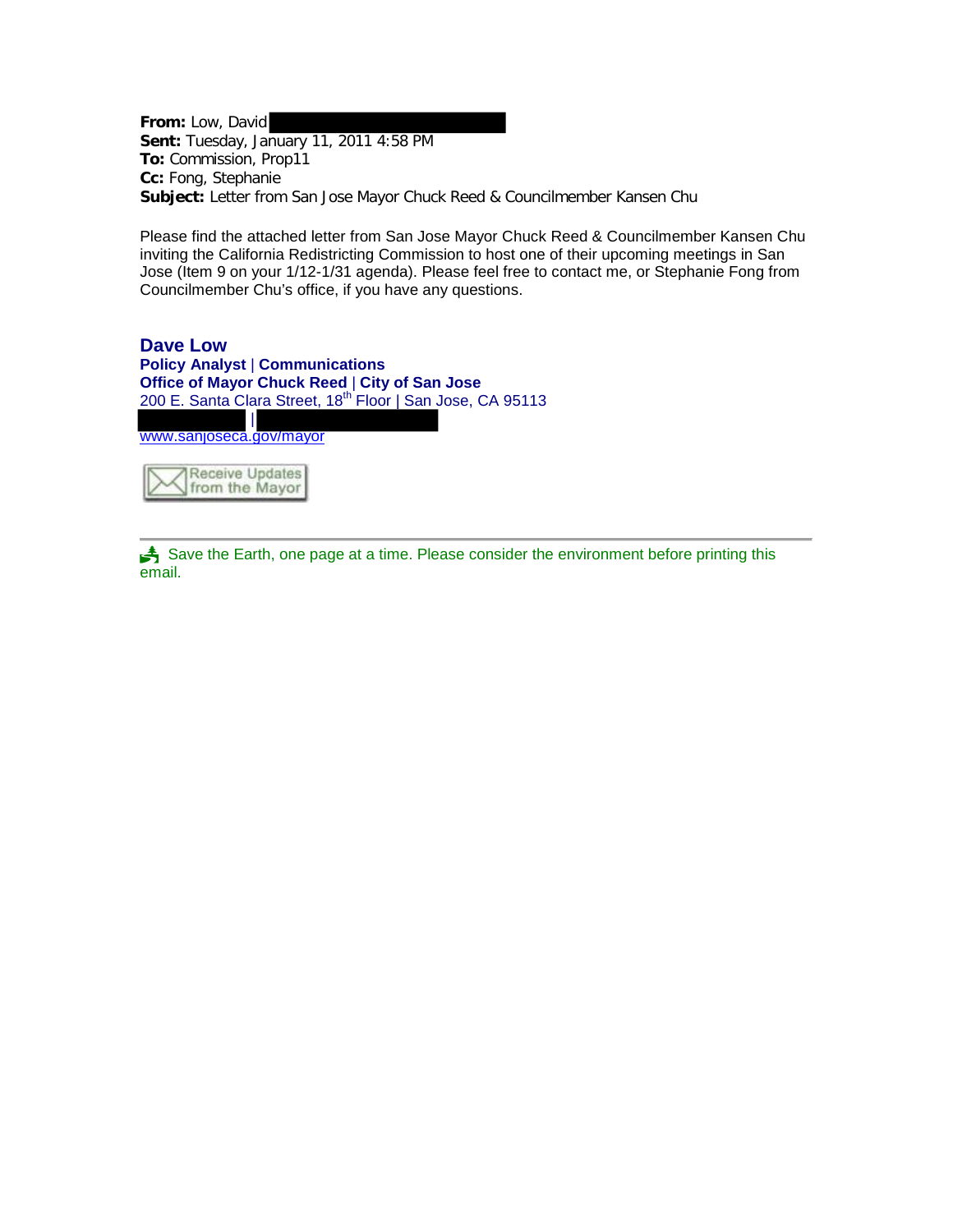**From:** Low, David
**Sent:** Tuesday, January 11, 2011 4:58 PM
**To:** Commission, Prop11
**Cc:** Fong, Stephanie
**Subject:** Letter from San Jose Mayor Chuck Reed & Councilmember Kansen Chu

Please find the attached letter from San Jose Mayor Chuck Reed & Councilmember Kansen Chu inviting the California Redistricting Commission to host one of their upcoming meetings in San Jose (Item 9 on your 1/12-1/31 agenda). Please feel free to contact me, or Stephanie Fong from Councilmember Chu's office, if you have any questions.

**Dave Low**
**Policy Analyst** | **Communications**
**Office of Mayor Chuck Reed** | **City of San Jose**
200 E. Santa Clara Street, 18th Floor | San Jose, CA 95113
|
www.sanjoseca.gov/mayor

Receive Updates from the Mayor

---

Save the Earth, one page at a time. Please consider the environment before printing this email.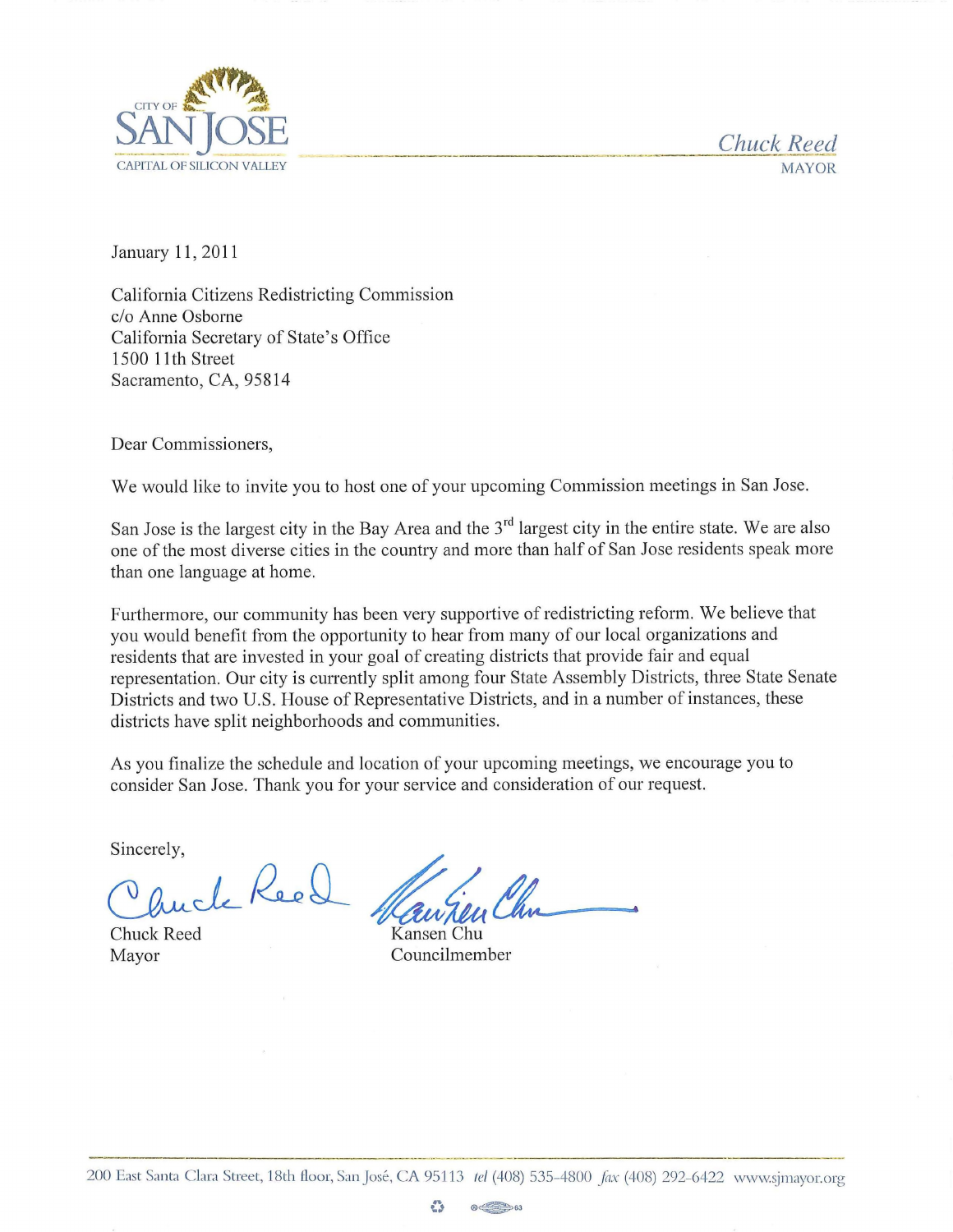CITY OF SAN JOSE
CAPITAL OF SILICON VALLEY

Chuck Reed
MAYOR

January 11, 2011

California Citizens Redistricting Commission
c/o Anne Osborne
California Secretary of State's Office
1500 11th Street
Sacramento, CA, 95814

Dear Commissioners,

We would like to invite you to host one of your upcoming Commission meetings in San Jose.

San Jose is the largest city in the Bay Area and the 3rd largest city in the entire state. We are also one of the most diverse cities in the country and more than half of San Jose residents speak more than one language at home.

Furthermore, our community has been very supportive of redistricting reform. We believe that you would benefit from the opportunity to hear from many of our local organizations and residents that are invested in your goal of creating districts that provide fair and equal representation. Our city is currently split among four State Assembly Districts, three State Senate Districts and two U.S. House of Representative Districts, and in a number of instances, these districts have split neighborhoods and communities.

As you finalize the schedule and location of your upcoming meetings, we encourage you to consider San Jose. Thank you for your service and consideration of our request.

Sincerely,

Chuck Reed
Mayor

Kansen Chu
Councilmember

200 East Santa Clara Street, 18th floor, San José, CA 95113 *tel* (408) 535-4800 *fax* (408) 292-6422 www.sjmayor.org